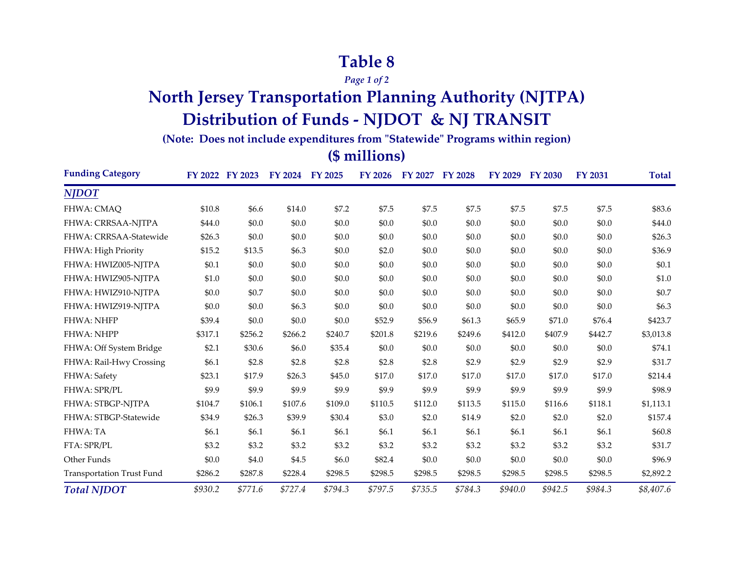# Table 8

*Page 1 of 2*

## North Jersey Transportation Planning Authority (NJTPA)

## Distribution of Funds - NJDOT & NJ TRANSIT

**(Note: Does not include expenditures from "Statewide" Programs within region)**

**($ millions)**

| Funding Category | FY 2022 | FY 2023 | FY 2024 | FY 2025 | FY 2026 | FY 2027 | FY 2028 | FY 2029 | FY 2030 | FY 2031 | Total |
|---|---|---|---|---|---|---|---|---|---|---|---|
| ***NJDOT*** | | | | | | | | | | | |
| FHWA: CMAQ | $10.8 | $6.6 | $14.0 | $7.2 | $7.5 | $7.5 | $7.5 | $7.5 | $7.5 | $7.5 | $83.6 |
| FHWA: CRRSAA-NJTPA | $44.0 | $0.0 | $0.0 | $0.0 | $0.0 | $0.0 | $0.0 | $0.0 | $0.0 | $0.0 | $44.0 |
| FHWA: CRRSAA-Statewide | $26.3 | $0.0 | $0.0 | $0.0 | $0.0 | $0.0 | $0.0 | $0.0 | $0.0 | $0.0 | $26.3 |
| FHWA: High Priority | $15.2 | $13.5 | $6.3 | $0.0 | $2.0 | $0.0 | $0.0 | $0.0 | $0.0 | $0.0 | $36.9 |
| FHWA: HWIZ005-NJTPA | $0.1 | $0.0 | $0.0 | $0.0 | $0.0 | $0.0 | $0.0 | $0.0 | $0.0 | $0.0 | $0.1 |
| FHWA: HWIZ905-NJTPA | $1.0 | $0.0 | $0.0 | $0.0 | $0.0 | $0.0 | $0.0 | $0.0 | $0.0 | $0.0 | $1.0 |
| FHWA: HWIZ910-NJTPA | $0.0 | $0.7 | $0.0 | $0.0 | $0.0 | $0.0 | $0.0 | $0.0 | $0.0 | $0.0 | $0.7 |
| FHWA: HWIZ919-NJTPA | $0.0 | $0.0 | $6.3 | $0.0 | $0.0 | $0.0 | $0.0 | $0.0 | $0.0 | $0.0 | $6.3 |
| FHWA: NHFP | $39.4 | $0.0 | $0.0 | $0.0 | $52.9 | $56.9 | $61.3 | $65.9 | $71.0 | $76.4 | $423.7 |
| FHWA: NHPP | $317.1 | $256.2 | $266.2 | $240.7 | $201.8 | $219.6 | $249.6 | $412.0 | $407.9 | $442.7 | $3,013.8 |
| FHWA: Off System Bridge | $2.1 | $30.6 | $6.0 | $35.4 | $0.0 | $0.0 | $0.0 | $0.0 | $0.0 | $0.0 | $74.1 |
| FHWA: Rail-Hwy Crossing | $6.1 | $2.8 | $2.8 | $2.8 | $2.8 | $2.8 | $2.9 | $2.9 | $2.9 | $2.9 | $31.7 |
| FHWA: Safety | $23.1 | $17.9 | $26.3 | $45.0 | $17.0 | $17.0 | $17.0 | $17.0 | $17.0 | $17.0 | $214.4 |
| FHWA: SPR/PL | $9.9 | $9.9 | $9.9 | $9.9 | $9.9 | $9.9 | $9.9 | $9.9 | $9.9 | $9.9 | $98.9 |
| FHWA: STBGP-NJTPA | $104.7 | $106.1 | $107.6 | $109.0 | $110.5 | $112.0 | $113.5 | $115.0 | $116.6 | $118.1 | $1,113.1 |
| FHWA: STBGP-Statewide | $34.9 | $26.3 | $39.9 | $30.4 | $3.0 | $2.0 | $14.9 | $2.0 | $2.0 | $2.0 | $157.4 |
| FHWA: TA | $6.1 | $6.1 | $6.1 | $6.1 | $6.1 | $6.1 | $6.1 | $6.1 | $6.1 | $6.1 | $60.8 |
| FTA: SPR/PL | $3.2 | $3.2 | $3.2 | $3.2 | $3.2 | $3.2 | $3.2 | $3.2 | $3.2 | $3.2 | $31.7 |
| Other Funds | $0.0 | $4.0 | $4.5 | $6.0 | $82.4 | $0.0 | $0.0 | $0.0 | $0.0 | $0.0 | $96.9 |
| Transportation Trust Fund | $286.2 | $287.8 | $228.4 | $298.5 | $298.5 | $298.5 | $298.5 | $298.5 | $298.5 | $298.5 | $2,892.2 |
| ***Total NJDOT*** | *$930.2* | *$771.6* | *$727.4* | *$794.3* | *$797.5* | *$735.5* | *$784.3* | *$940.0* | *$942.5* | *$984.3* | *$8,407.6* |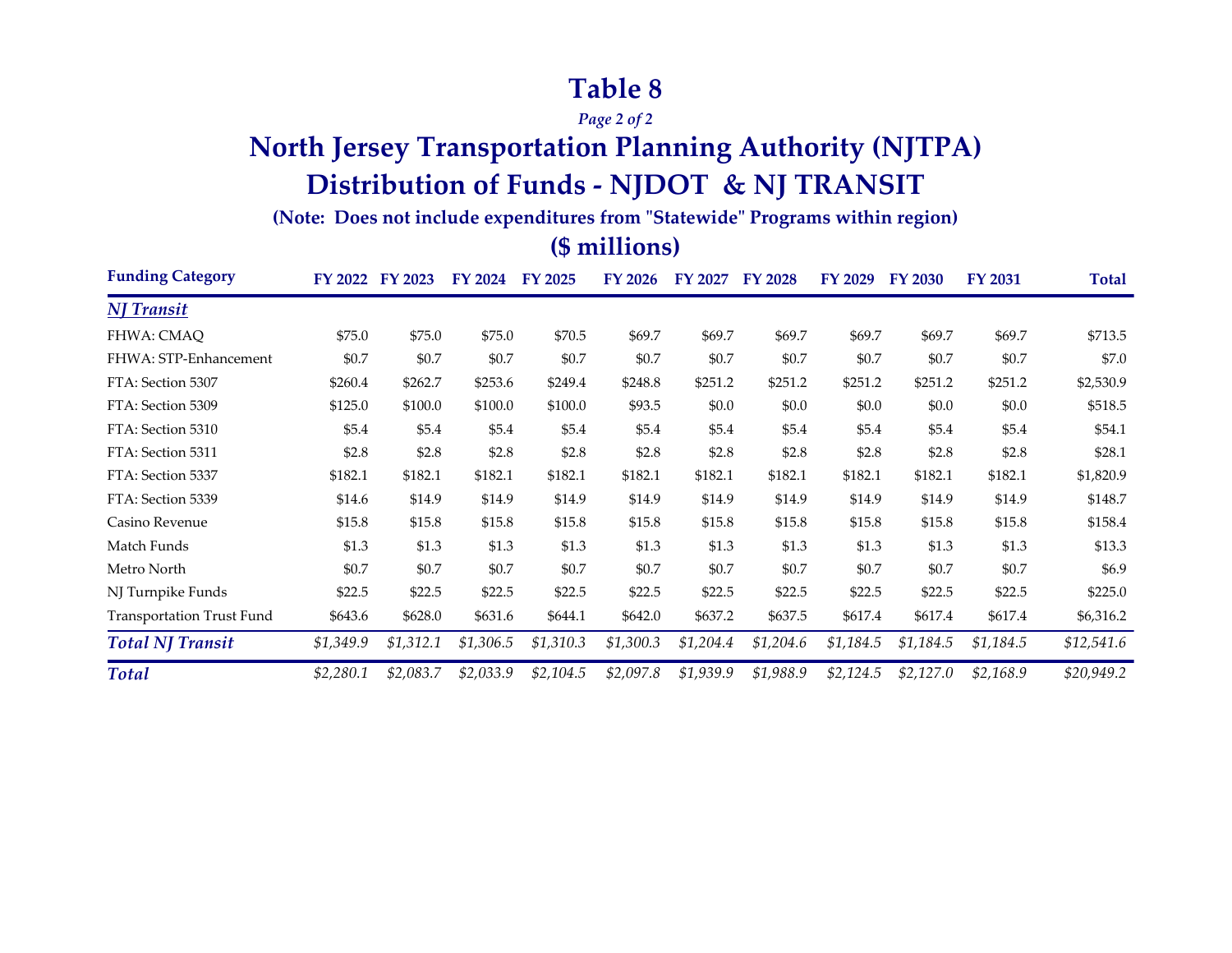# Table 8

*Page 2 of 2*

## North Jersey Transportation Planning Authority (NJTPA)
## Distribution of Funds - NJDOT & NJ TRANSIT

**(Note: Does not include expenditures from "Statewide" Programs within region)**

**($ millions)**

| Funding Category | FY 2022 | FY 2023 | FY 2024 | FY 2025 | FY 2026 | FY 2027 | FY 2028 | FY 2029 | FY 2030 | FY 2031 | Total |
|---|---|---|---|---|---|---|---|---|---|---|---|
| ***NJ Transit*** | | | | | | | | | | | |
| FHWA: CMAQ | $75.0 | $75.0 | $75.0 | $70.5 | $69.7 | $69.7 | $69.7 | $69.7 | $69.7 | $69.7 | $713.5 |
| FHWA: STP-Enhancement | $0.7 | $0.7 | $0.7 | $0.7 | $0.7 | $0.7 | $0.7 | $0.7 | $0.7 | $0.7 | $7.0 |
| FTA: Section 5307 | $260.4 | $262.7 | $253.6 | $249.4 | $248.8 | $251.2 | $251.2 | $251.2 | $251.2 | $251.2 | $2,530.9 |
| FTA: Section 5309 | $125.0 | $100.0 | $100.0 | $100.0 | $93.5 | $0.0 | $0.0 | $0.0 | $0.0 | $0.0 | $518.5 |
| FTA: Section 5310 | $5.4 | $5.4 | $5.4 | $5.4 | $5.4 | $5.4 | $5.4 | $5.4 | $5.4 | $5.4 | $54.1 |
| FTA: Section 5311 | $2.8 | $2.8 | $2.8 | $2.8 | $2.8 | $2.8 | $2.8 | $2.8 | $2.8 | $2.8 | $28.1 |
| FTA: Section 5337 | $182.1 | $182.1 | $182.1 | $182.1 | $182.1 | $182.1 | $182.1 | $182.1 | $182.1 | $182.1 | $1,820.9 |
| FTA: Section 5339 | $14.6 | $14.9 | $14.9 | $14.9 | $14.9 | $14.9 | $14.9 | $14.9 | $14.9 | $14.9 | $148.7 |
| Casino Revenue | $15.8 | $15.8 | $15.8 | $15.8 | $15.8 | $15.8 | $15.8 | $15.8 | $15.8 | $15.8 | $158.4 |
| Match Funds | $1.3 | $1.3 | $1.3 | $1.3 | $1.3 | $1.3 | $1.3 | $1.3 | $1.3 | $1.3 | $13.3 |
| Metro North | $0.7 | $0.7 | $0.7 | $0.7 | $0.7 | $0.7 | $0.7 | $0.7 | $0.7 | $0.7 | $6.9 |
| NJ Turnpike Funds | $22.5 | $22.5 | $22.5 | $22.5 | $22.5 | $22.5 | $22.5 | $22.5 | $22.5 | $22.5 | $225.0 |
| Transportation Trust Fund | $643.6 | $628.0 | $631.6 | $644.1 | $642.0 | $637.2 | $637.5 | $617.4 | $617.4 | $617.4 | $6,316.2 |
| ***Total NJ Transit*** | *$1,349.9* | *$1,312.1* | *$1,306.5* | *$1,310.3* | *$1,300.3* | *$1,204.4* | *$1,204.6* | *$1,184.5* | *$1,184.5* | *$1,184.5* | *$12,541.6* |
| ***Total*** | *$2,280.1* | *$2,083.7* | *$2,033.9* | *$2,104.5* | *$2,097.8* | *$1,939.9* | *$1,988.9* | *$2,124.5* | *$2,127.0* | *$2,168.9* | *$20,949.2* |